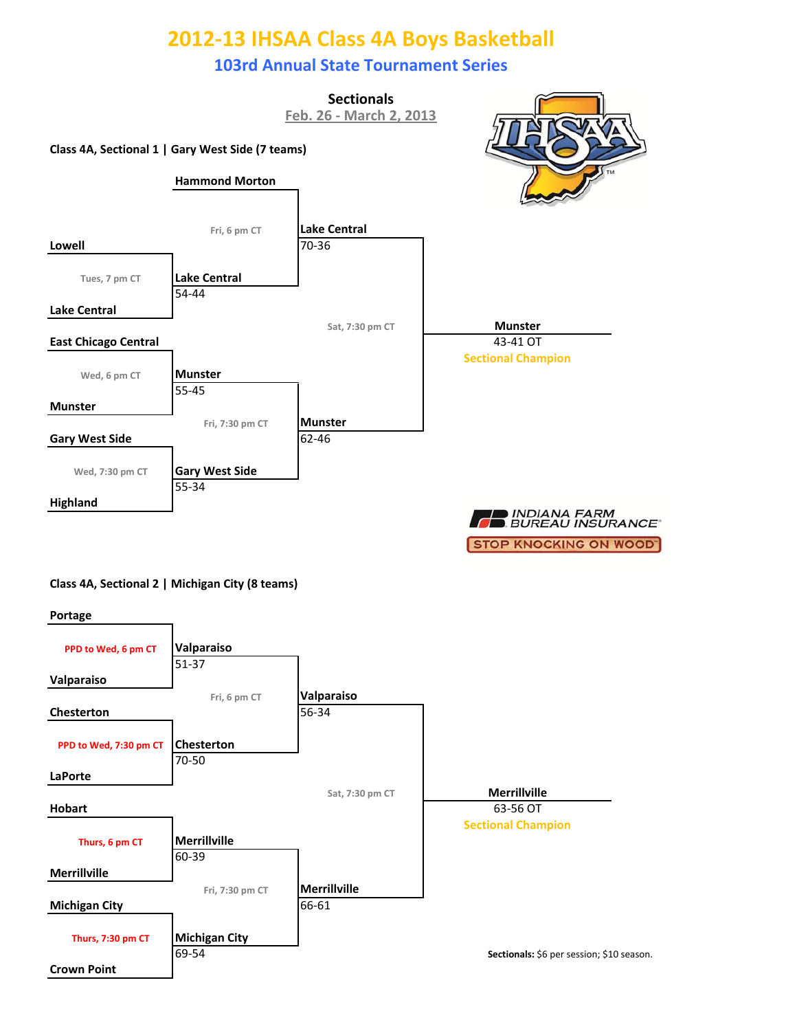# 2012-13 IHSAA Class 4A Boys Basketball

## 103rd Annual State Tournament Series

### Sectionals

Feb. 26 - March 2, 2013

**Class 4A, Sectional 1 | Gary West Side (7 teams)**

**First Round**

- Lowell vs. Lake Central (Tues, 7 pm CT) — **Lake Central** 54-44
- East Chicago Central vs. Munster (Wed, 6 pm CT) — **Munster** 55-45
- Gary West Side vs. Highland (Wed, 7:30 pm CT) — **Gary West Side** 55-34

**Semifinals**

- Hammond Morton vs. Lake Central (Fri, 6 pm CT) — **Lake Central** 70-36
- Munster vs. Gary West Side (Fri, 7:30 pm CT) — **Munster** 62-46

**Final**

- Lake Central vs. Munster (Sat, 7:30 pm CT) — **Munster** 43-41 OT — Sectional Champion

INDIANA FARM BUREAU INSURANCE — STOP KNOCKING ON WOOD

**Class 4A, Sectional 2 | Michigan City (8 teams)**

**First Round**

- Portage vs. Valparaiso (PPD to Wed, 6 pm CT) — **Valparaiso** 51-37
- Chesterton vs. LaPorte (PPD to Wed, 7:30 pm CT) — **Chesterton** 70-50
- Hobart vs. Merrillville (Thurs, 6 pm CT) — **Merrillville** 60-39
- Michigan City vs. Crown Point (Thurs, 7:30 pm CT) — **Michigan City** 69-54

**Semifinals**

- Valparaiso vs. Chesterton (Fri, 6 pm CT) — **Valparaiso** 56-34
- Merrillville vs. Michigan City (Fri, 7:30 pm CT) — **Merrillville** 66-61

**Final**

- Valparaiso vs. Merrillville (Sat, 7:30 pm CT) — **Merrillville** 63-56 OT — Sectional Champion

**Sectionals:** $6 per session; $10 season.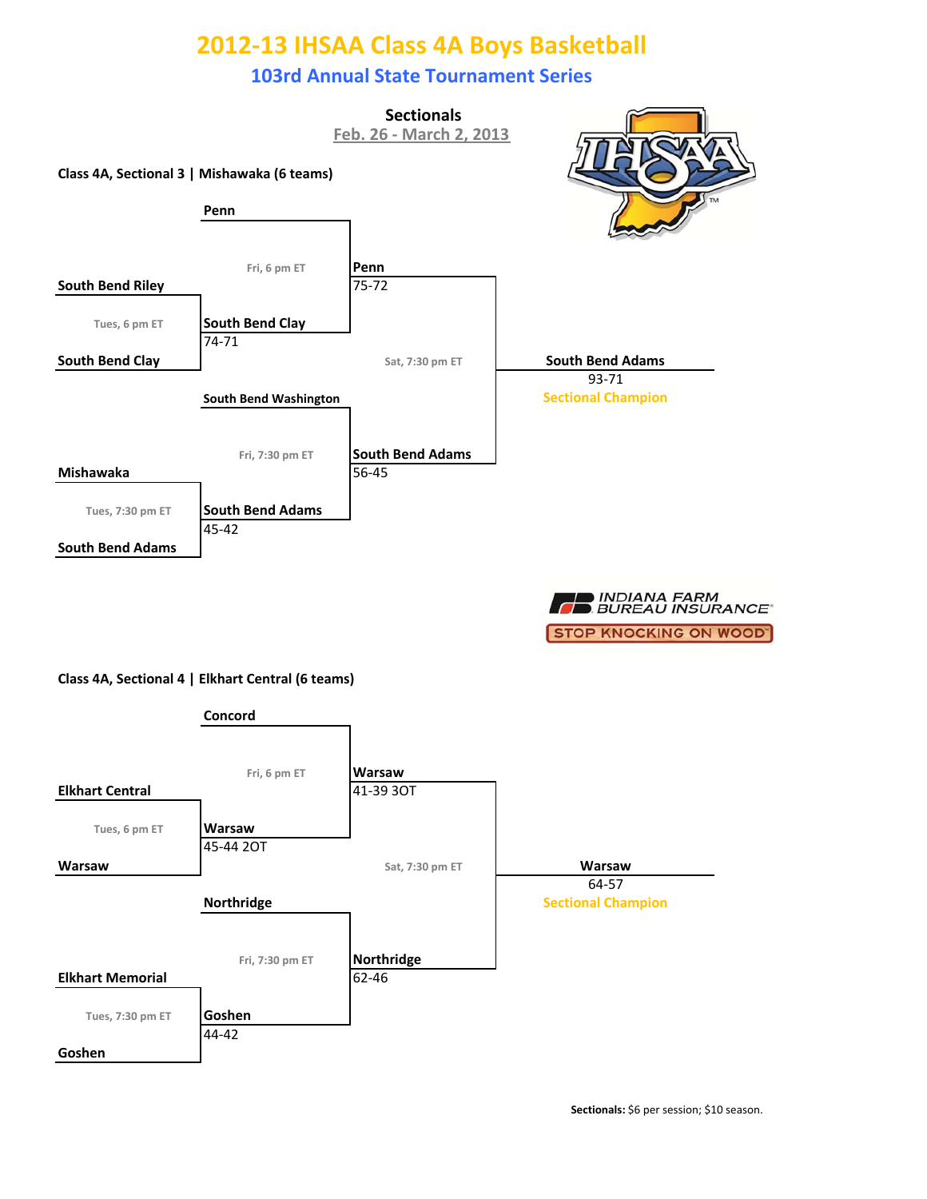# 2012-13 IHSAA Class 4A Boys Basketball

## 103rd Annual State Tournament Series

### Sectionals

Feb. 26 - March 2, 2013

### Class 4A, Sectional 3 | Mishawaka (6 teams)

**Tues, 6 pm ET**
- South Bend Riley vs. South Bend Clay — **South Bend Clay** 74-71

**Tues, 7:30 pm ET**
- Mishawaka vs. South Bend Adams — **South Bend Adams** 45-42

**Fri, 6 pm ET**
- Penn vs. South Bend Clay — **Penn** 75-72

**Fri, 7:30 pm ET**
- South Bend Washington vs. South Bend Adams — **South Bend Adams** 56-45

**Sat, 7:30 pm ET**
- Penn vs. South Bend Adams — **South Bend Adams** 93-71

**Sectional Champion: South Bend Adams**

INDIANA FARM BUREAU INSURANCE
STOP KNOCKING ON WOOD

### Class 4A, Sectional 4 | Elkhart Central (6 teams)

**Tues, 6 pm ET**
- Elkhart Central vs. Warsaw — **Warsaw** 45-44 2OT

**Tues, 7:30 pm ET**
- Elkhart Memorial vs. Goshen — **Goshen** 44-42

**Fri, 6 pm ET**
- Concord vs. Warsaw — **Warsaw** 41-39 3OT

**Fri, 7:30 pm ET**
- Northridge vs. Goshen — **Northridge** 62-46

**Sat, 7:30 pm ET**
- Warsaw vs. Northridge — **Warsaw** 64-57

**Sectional Champion: Warsaw**

**Sectionals:** $6 per session; $10 season.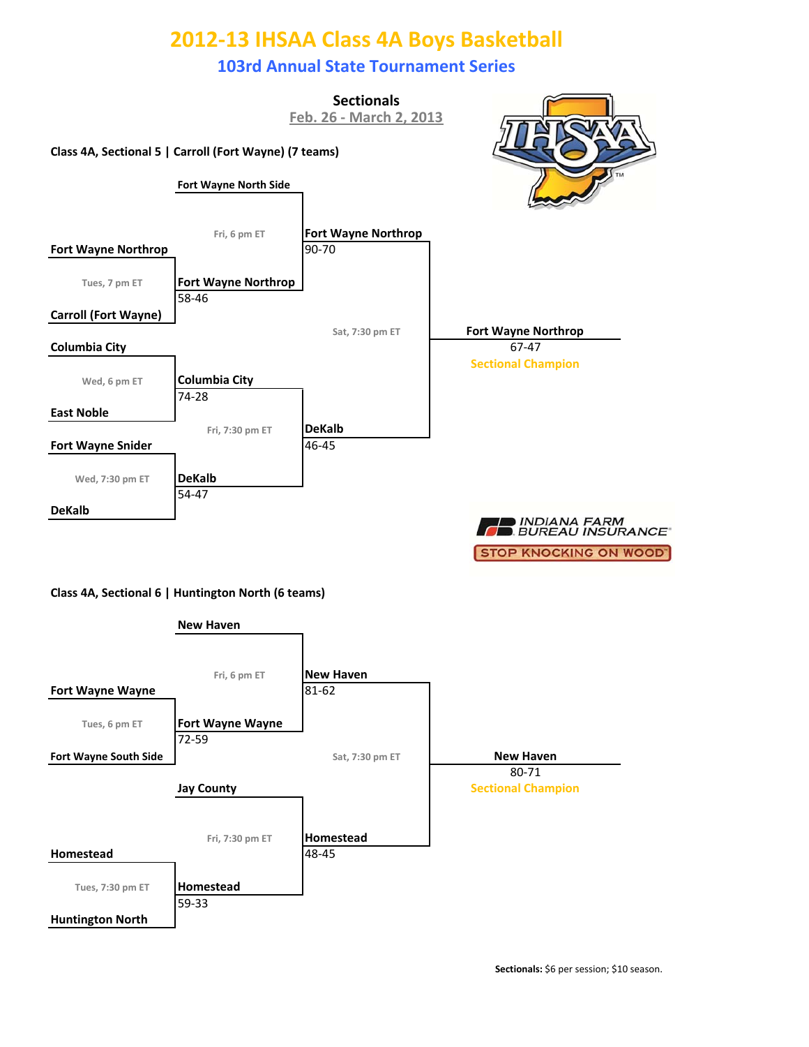# 2012-13 IHSAA Class 4A Boys Basketball

## 103rd Annual State Tournament Series

### Sectionals

Feb. 26 - March 2, 2013

#### Class 4A, Sectional 5 | Carroll (Fort Wayne) (7 teams)

**First Round**

- Tues, 7 pm ET: Fort Wayne Northrop vs. Carroll (Fort Wayne) — **Fort Wayne Northrop** 58-46
- Wed, 6 pm ET: Columbia City vs. East Noble — **Columbia City** 74-28
- Wed, 7:30 pm ET: Fort Wayne Snider vs. DeKalb — **DeKalb** 54-47

**Semifinals**

- Fri, 6 pm ET: Fort Wayne North Side vs. Fort Wayne Northrop — **Fort Wayne Northrop** 90-70
- Fri, 7:30 pm ET: Columbia City vs. DeKalb — **DeKalb** 46-45

**Championship**

- Sat, 7:30 pm ET: Fort Wayne Northrop vs. DeKalb — **Fort Wayne Northrop** 67-47

**Sectional Champion: Fort Wayne Northrop**

INDIANA FARM BUREAU INSURANCE — STOP KNOCKING ON WOOD

#### Class 4A, Sectional 6 | Huntington North (6 teams)

**First Round**

- Tues, 6 pm ET: Fort Wayne Wayne vs. Fort Wayne South Side — **Fort Wayne Wayne** 72-59
- Tues, 7:30 pm ET: Homestead vs. Huntington North — **Homestead** 59-33

**Semifinals**

- Fri, 6 pm ET: New Haven vs. Fort Wayne Wayne — **New Haven** 81-62
- Fri, 7:30 pm ET: Jay County vs. Homestead — **Homestead** 48-45

**Championship**

- Sat, 7:30 pm ET: New Haven vs. Homestead — **New Haven** 80-71

**Sectional Champion: New Haven**

**Sectionals:** $6 per session; $10 season.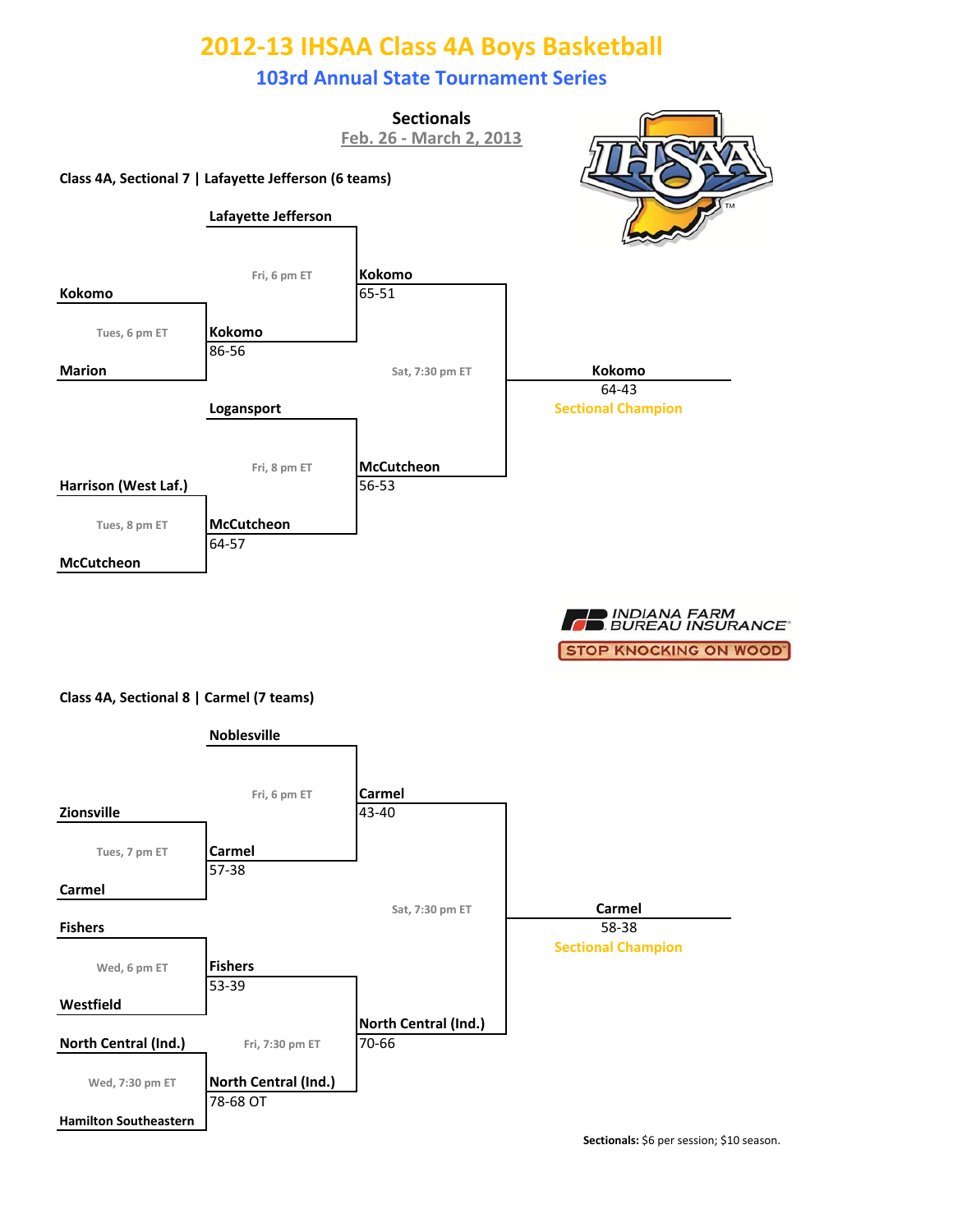# 2012-13 IHSAA Class 4A Boys Basketball

## 103rd Annual State Tournament Series

### Sectionals

Feb. 26 - March 2, 2013

**Class 4A, Sectional 7 | Lafayette Jefferson (6 teams)**

| Round | Time | Matchup | Winner | Score |
|---|---|---|---|---|
| First Round | Tues, 6 pm ET | Kokomo vs. Marion | Kokomo | 86-56 |
| First Round | Tues, 8 pm ET | Harrison (West Laf.) vs. McCutcheon | McCutcheon | 64-57 |
| Semifinal | Fri, 6 pm ET | Lafayette Jefferson vs. Kokomo | Kokomo | 65-51 |
| Semifinal | Fri, 8 pm ET | Logansport vs. McCutcheon | McCutcheon | 56-53 |
| Final | Sat, 7:30 pm ET | Kokomo vs. McCutcheon | Kokomo | 64-43 |

**Kokomo** 64-43 — Sectional Champion

INDIANA FARM BUREAU INSURANCE — STOP KNOCKING ON WOOD

**Class 4A, Sectional 8 | Carmel (7 teams)**

| Round | Time | Matchup | Winner | Score |
|---|---|---|---|---|
| First Round | Tues, 7 pm ET | Zionsville vs. Carmel | Carmel | 57-38 |
| First Round | Wed, 6 pm ET | Fishers vs. Westfield | Fishers | 53-39 |
| First Round | Wed, 7:30 pm ET | North Central (Ind.) vs. Hamilton Southeastern | North Central (Ind.) | 78-68 OT |
| Semifinal | Fri, 6 pm ET | Noblesville vs. Carmel | Carmel | 43-40 |
| Semifinal | Fri, 7:30 pm ET | Fishers vs. North Central (Ind.) | North Central (Ind.) | 70-66 |
| Final | Sat, 7:30 pm ET | Carmel vs. North Central (Ind.) | Carmel | 58-38 |

**Carmel** 58-38 — Sectional Champion

**Sectionals:** $6 per session; $10 season.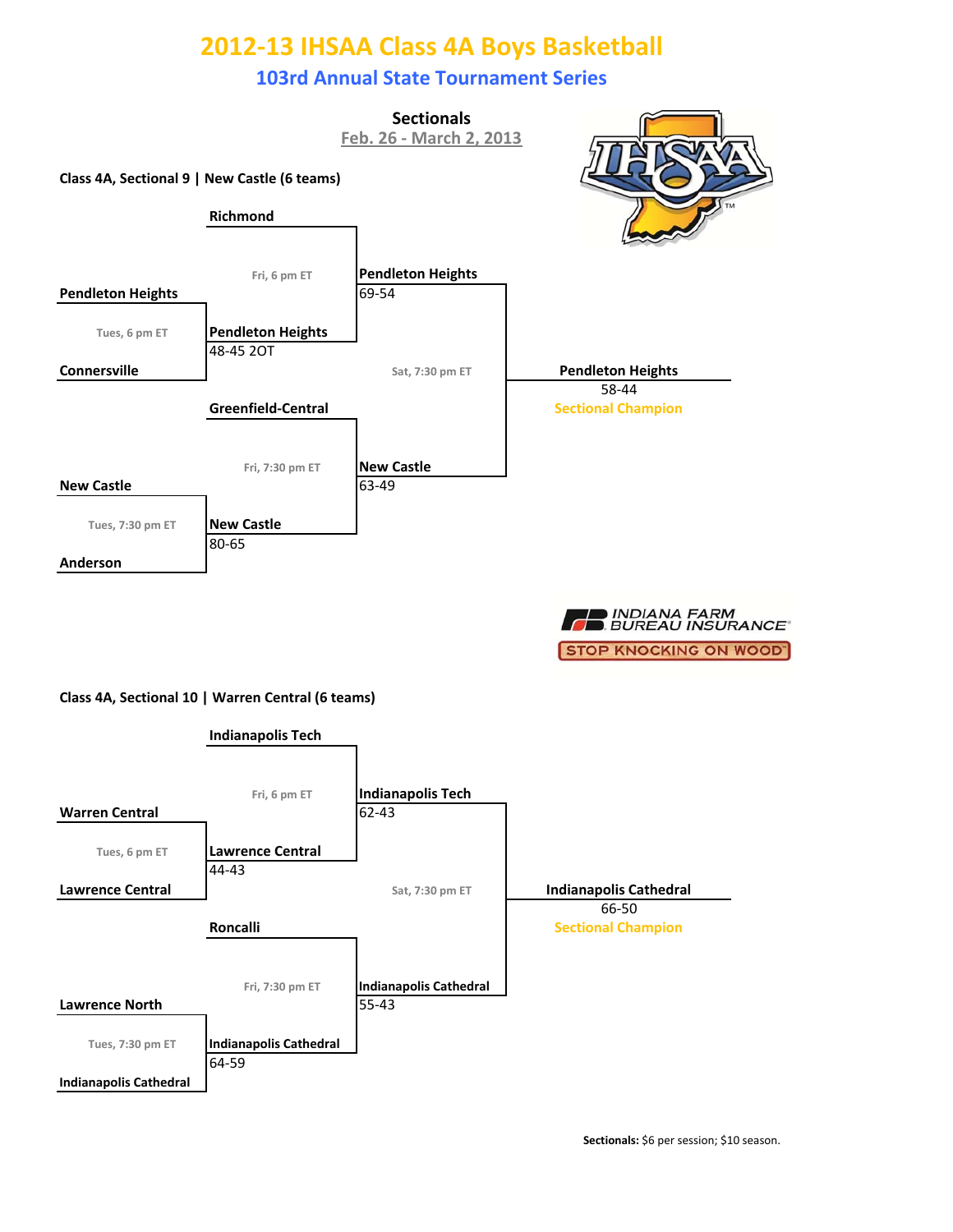# 2012-13 IHSAA Class 4A Boys Basketball

## 103rd Annual State Tournament Series

### Sectionals

Feb. 26 - March 2, 2013

**Class 4A, Sectional 9 | New Castle (6 teams)**

**Tues, 6 pm ET**
- Pendleton Heights vs. Connersville — **Pendleton Heights** 48-45 2OT

**Tues, 7:30 pm ET**
- New Castle vs. Anderson — **New Castle** 80-65

**Fri, 6 pm ET**
- Richmond vs. Pendleton Heights — **Pendleton Heights** 69-54

**Fri, 7:30 pm ET**
- Greenfield-Central vs. New Castle — **New Castle** 63-49

**Sat, 7:30 pm ET**
- Pendleton Heights vs. New Castle — **Pendleton Heights** 58-44

**Pendleton Heights** — Sectional Champion

INDIANA FARM BUREAU INSURANCE — STOP KNOCKING ON WOOD

**Class 4A, Sectional 10 | Warren Central (6 teams)**

**Tues, 6 pm ET**
- Warren Central vs. Lawrence Central — **Lawrence Central** 44-43

**Tues, 7:30 pm ET**
- Lawrence North vs. Indianapolis Cathedral — **Indianapolis Cathedral** 64-59

**Fri, 6 pm ET**
- Indianapolis Tech vs. Lawrence Central — **Indianapolis Tech** 62-43

**Fri, 7:30 pm ET**
- Roncalli vs. Indianapolis Cathedral — **Indianapolis Cathedral** 55-43

**Sat, 7:30 pm ET**
- Indianapolis Tech vs. Indianapolis Cathedral — **Indianapolis Cathedral** 66-50

**Indianapolis Cathedral** — Sectional Champion

**Sectionals:** $6 per session; $10 season.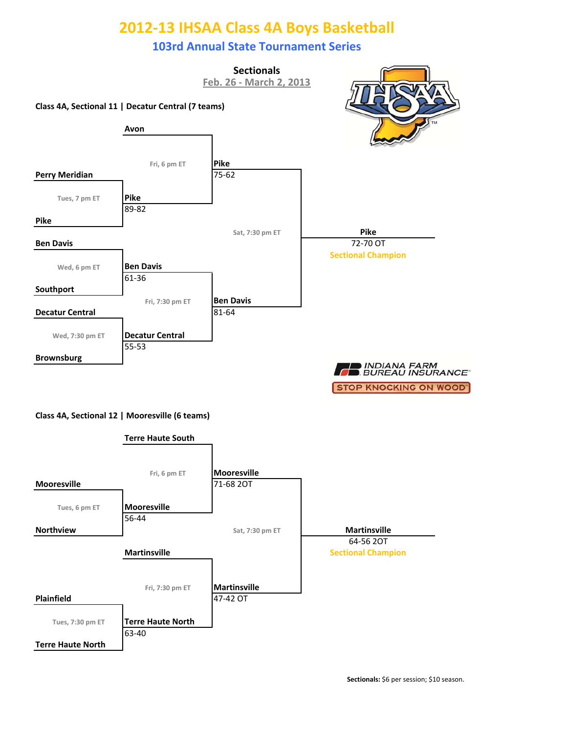# 2012-13 IHSAA Class 4A Boys Basketball

## 103rd Annual State Tournament Series

**Sectionals**

Feb. 26 - March 2, 2013

### Class 4A, Sectional 11 | Decatur Central (7 teams)

**First Round**

- Tues, 7 pm ET: Perry Meridian vs. Pike — **Pike** 89-82
- Wed, 6 pm ET: Ben Davis vs. Southport — **Ben Davis** 61-36
- Wed, 7:30 pm ET: Decatur Central vs. Brownsburg — **Decatur Central** 55-53

**Semifinals**

- Fri, 6 pm ET: Avon vs. Pike — **Pike** 75-62
- Fri, 7:30 pm ET: Ben Davis vs. Decatur Central — **Ben Davis** 81-64

**Championship**

- Sat, 7:30 pm ET: Pike vs. Ben Davis — **Pike** 72-70 OT

Sectional Champion: **Pike**

INDIANA FARM BUREAU INSURANCE

STOP KNOCKING ON WOOD

### Class 4A, Sectional 12 | Mooresville (6 teams)

**First Round**

- Tues, 6 pm ET: Mooresville vs. Northview — **Mooresville** 56-44
- Tues, 7:30 pm ET: Plainfield vs. Terre Haute North — **Terre Haute North** 63-40

**Semifinals**

- Fri, 6 pm ET: Terre Haute South vs. Mooresville — **Mooresville** 71-68 2OT
- Fri, 7:30 pm ET: Martinsville vs. Terre Haute North — **Martinsville** 47-42 OT

**Championship**

- Sat, 7:30 pm ET: Mooresville vs. Martinsville — **Martinsville** 64-56 2OT

Sectional Champion: **Martinsville**

**Sectionals:** $6 per session; $10 season.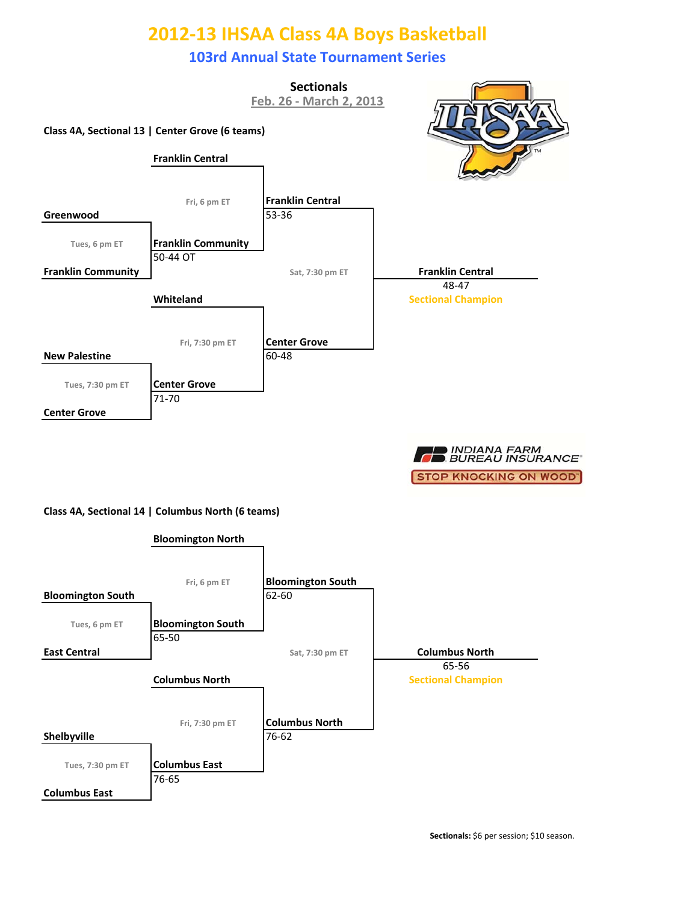# 2012-13 IHSAA Class 4A Boys Basketball

## 103rd Annual State Tournament Series

### Sectionals

Feb. 26 - March 2, 2013

**Class 4A, Sectional 13 | Center Grove (6 teams)**

**First round (Tues.)**

| Time | Matchup | Winner | Score |
|---|---|---|---|
| Tues, 6 pm ET | Greenwood vs. Franklin Community | Franklin Community | 50-44 OT |
| Tues, 7:30 pm ET | New Palestine vs. Center Grove | Center Grove | 71-70 |

**Semifinals (Fri.)**

| Time | Matchup | Winner | Score |
|---|---|---|---|
| Fri, 6 pm ET | Franklin Central vs. Franklin Community | Franklin Central | 53-36 |
| Fri, 7:30 pm ET | Whiteland vs. Center Grove | Center Grove | 60-48 |

**Final (Sat.)**

| Time | Matchup | Winner | Score |
|---|---|---|---|
| Sat, 7:30 pm ET | Franklin Central vs. Center Grove | Franklin Central | 48-47 |

**Sectional Champion:** Franklin Central

INDIANA FARM BUREAU INSURANCE

STOP KNOCKING ON WOOD

**Class 4A, Sectional 14 | Columbus North (6 teams)**

**First round (Tues.)**

| Time | Matchup | Winner | Score |
|---|---|---|---|
| Tues, 6 pm ET | Bloomington South vs. East Central | Bloomington South | 65-50 |
| Tues, 7:30 pm ET | Shelbyville vs. Columbus East | Columbus East | 76-65 |

**Semifinals (Fri.)**

| Time | Matchup | Winner | Score |
|---|---|---|---|
| Fri, 6 pm ET | Bloomington North vs. Bloomington South | Bloomington South | 62-60 |
| Fri, 7:30 pm ET | Columbus North vs. Columbus East | Columbus North | 76-62 |

**Final (Sat.)**

| Time | Matchup | Winner | Score |
|---|---|---|---|
| Sat, 7:30 pm ET | Bloomington South vs. Columbus North | Columbus North | 65-56 |

**Sectional Champion:** Columbus North

**Sectionals:** $6 per session; $10 season.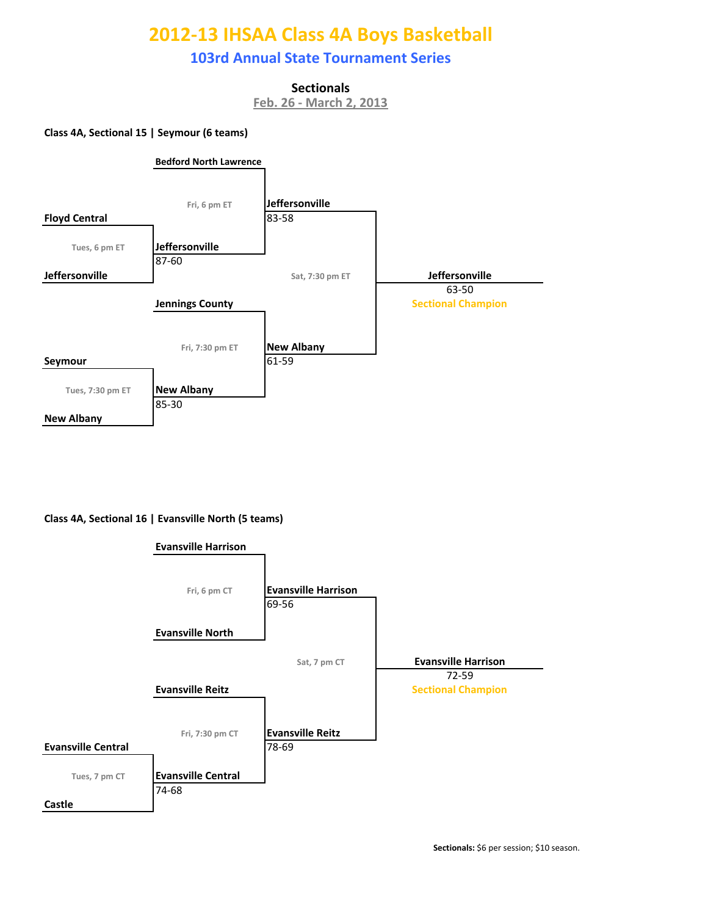# 2012-13 IHSAA Class 4A Boys Basketball

## 103rd Annual State Tournament Series

### Sectionals

Feb. 26 - March 2, 2013

**Class 4A, Sectional 15 | Seymour (6 teams)**

**Floyd Central**

Tues, 6 pm ET

**Jeffersonville**

**Jeffersonville**
87-60

**Bedford North Lawrence**

Fri, 6 pm ET

**Jeffersonville**
83-58

**Seymour**

Tues, 7:30 pm ET

**New Albany**

**New Albany**
85-30

**Jennings County**

Fri, 7:30 pm ET

**New Albany**
61-59

Sat, 7:30 pm ET

**Jeffersonville**
63-50
Sectional Champion

**Class 4A, Sectional 16 | Evansville North (5 teams)**

**Evansville Harrison**

Fri, 6 pm CT

**Evansville North**

**Evansville Harrison**
69-56

**Evansville Central**

Tues, 7 pm CT

**Castle**

**Evansville Central**
74-68

**Evansville Reitz**

Fri, 7:30 pm CT

**Evansville Reitz**
78-69

Sat, 7 pm CT

**Evansville Harrison**
72-59
Sectional Champion

**Sectionals:** $6 per session; $10 season.